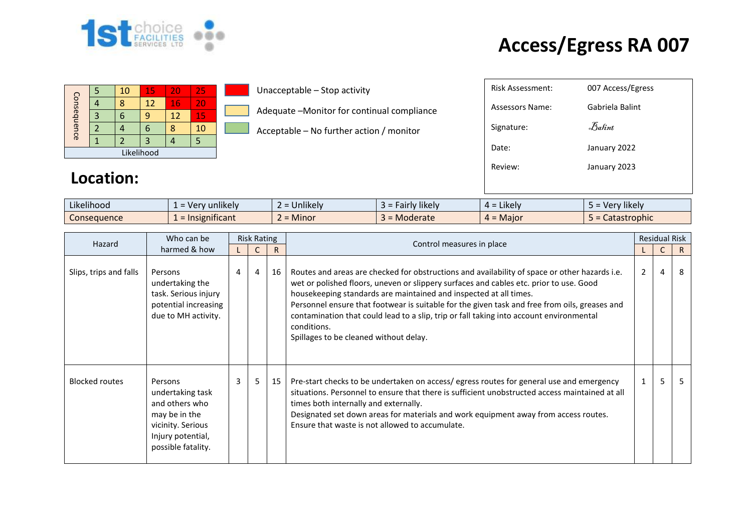1st choice FACILITIES SERVICES LTD

# Access/Egress RA 007

| Consequence | | | | | |
|---|---|---|---|---|---|
| | 5 | 10 | 15 | 20 | 25 |
| | 4 | 8 | 12 | 16 | 20 |
| | 3 | 6 | 9 | 12 | 15 |
| | 2 | 4 | 6 | 8 | 10 |
| | 1 | 2 | 3 | 4 | 5 |
| Likelihood | | | | | |

- Unacceptable – Stop activity
- Adequate –Monitor for continual compliance
- Acceptable – No further action / monitor

| | |
|---|---|
| Risk Assessment: | 007 Access/Egress |
| Assessors Name: | Gabriela Balint |
| Signature: | Balint |
| Date: | January 2022 |
| Review: | January 2023 |

## Location:

| Likelihood | 1 = Very unlikely | 2 = Unlikely | 3 = Fairly likely | 4 = Likely | 5 = Very likely |
|---|---|---|---|---|---|
| Consequence | 1 = Insignificant | 2 = Minor | 3 = Moderate | 4 = Major | 5 = Catastrophic |

| Hazard | Who can be harmed & how | Risk Rating | | | Control measures in place | Residual Risk | | |
|---|---|---|---|---|---|---|---|---|
| | | L | C | R | | L | C | R |
| Slips, trips and falls | Persons undertaking the task. Serious injury potential increasing due to MH activity. | 4 | 4 | 16 | Routes and areas are checked for obstructions and availability of space or other hazards i.e. wet or polished floors, uneven or slippery surfaces and cables etc. prior to use. Good housekeeping standards are maintained and inspected at all times.<br>Personnel ensure that footwear is suitable for the given task and free from oils, greases and contamination that could lead to a slip, trip or fall taking into account environmental conditions.<br>Spillages to be cleaned without delay. | 2 | 4 | 8 |
| Blocked routes | Persons undertaking task and others who may be in the vicinity. Serious Injury potential, possible fatality. | 3 | 5 | 15 | Pre-start checks to be undertaken on access/ egress routes for general use and emergency situations. Personnel to ensure that there is sufficient unobstructed access maintained at all times both internally and externally.<br>Designated set down areas for materials and work equipment away from access routes.<br>Ensure that waste is not allowed to accumulate. | 1 | 5 | 5 |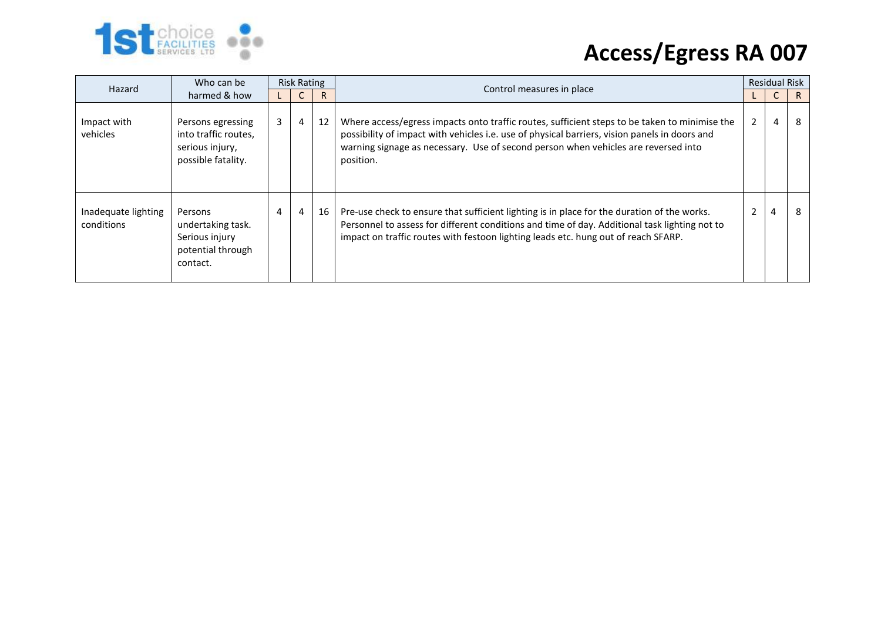# Access/Egress RA 007

| Hazard | Who can be harmed & how | Risk Rating | | | Control measures in place | Residual Risk | | |
|---|---|---|---|---|---|---|---|---|
| | | L | C | R | | L | C | R |
| Impact with vehicles | Persons egressing into traffic routes, serious injury, possible fatality. | 3 | 4 | 12 | Where access/egress impacts onto traffic routes, sufficient steps to be taken to minimise the possibility of impact with vehicles i.e. use of physical barriers, vision panels in doors and warning signage as necessary. Use of second person when vehicles are reversed into position. | 2 | 4 | 8 |
| Inadequate lighting conditions | Persons undertaking task. Serious injury potential through contact. | 4 | 4 | 16 | Pre-use check to ensure that sufficient lighting is in place for the duration of the works. Personnel to assess for different conditions and time of day. Additional task lighting not to impact on traffic routes with festoon lighting leads etc. hung out of reach SFARP. | 2 | 4 | 8 |